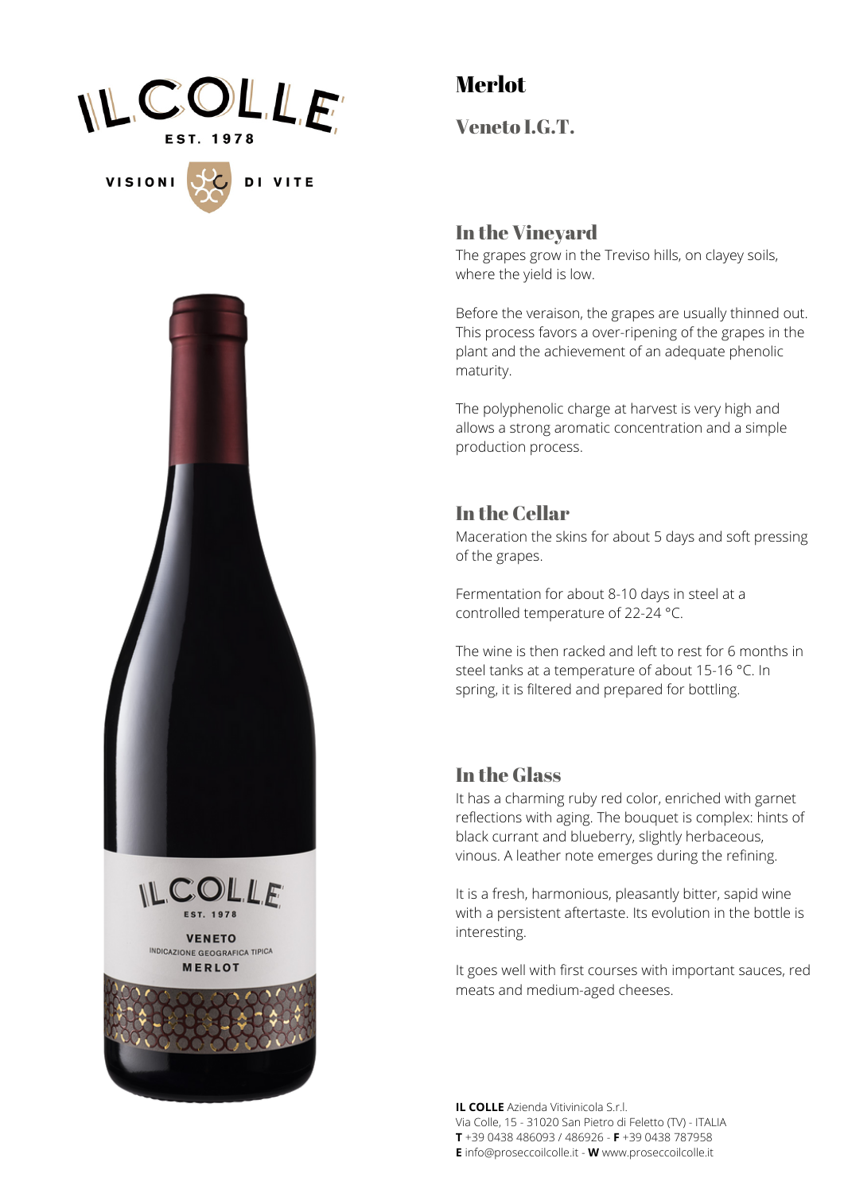# Merlot

## Veneto I.G.T.

### In the Vineyard

The grapes grow in the Treviso hills, on clayey soils, where the yield is low.

Before the veraison, the grapes are usually thinned out. This process favors a over-ripening of the grapes in the plant and the achievement of an adequate phenolic maturity.

The polyphenolic charge at harvest is very high and allows a strong aromatic concentration and a simple production process.

### In the Cellar

Maceration the skins for about 5 days and soft pressing of the grapes.

Fermentation for about 8-10 days in steel at a controlled temperature of 22-24 °C.

The wine is then racked and left to rest for 6 months in steel tanks at a temperature of about 15-16 °C. In spring, it is filtered and prepared for bottling.

### In the Glass

It has a charming ruby red color, enriched with garnet reflections with aging. The bouquet is complex: hints of black currant and blueberry, slightly herbaceous, vinous. A leather note emerges during the refining.

It is a fresh, harmonious, pleasantly bitter, sapid wine with a persistent aftertaste. Its evolution in the bottle is interesting.

It goes well with first courses with important sauces, red meats and medium-aged cheeses.

**IL COLLE** Azienda Vitivinicola S.r.l.
Via Colle, 15 - 31020 San Pietro di Feletto (TV) - ITALIA
**T** +39 0438 486093 / 486926 - **F** +39 0438 787958
**E** info@proseccoilcolle.it - **W** www.proseccoilcolle.it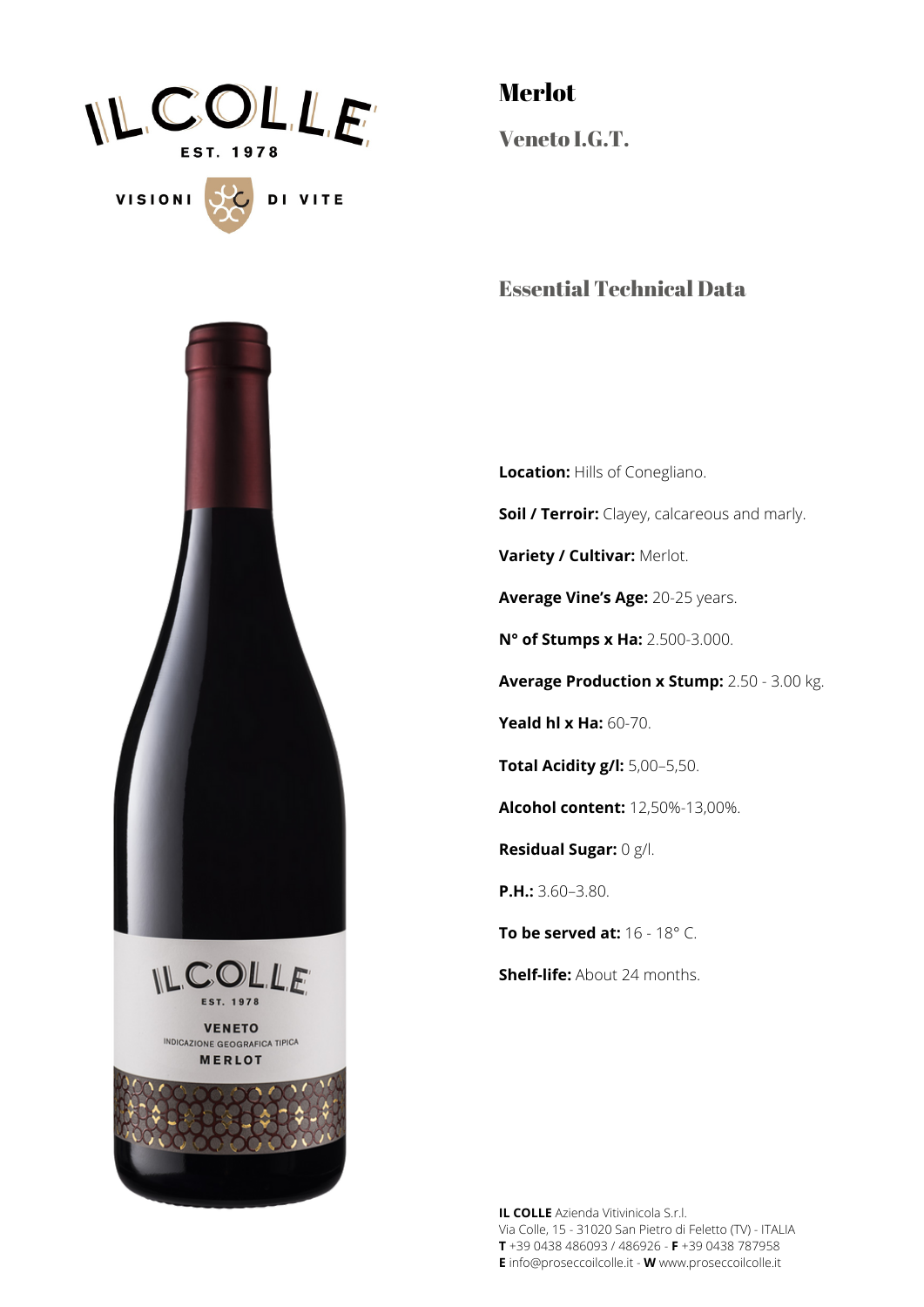IL COLLE

EST. 1978

VISIONI DI VITE

# Merlot

## Veneto I.G.T.

### Essential Technical Data

**Location:** Hills of Conegliano.

**Soil / Terroir:** Clayey, calcareous and marly.

**Variety / Cultivar:** Merlot.

**Average Vine's Age:** 20-25 years.

**N° of Stumps x Ha:** 2.500-3.000.

**Average Production x Stump:** 2.50 - 3.00 kg.

**Yeald hl x Ha:** 60-70.

**Total Acidity g/l:** 5,00–5,50.

**Alcohol content:** 12,50%-13,00%.

**Residual Sugar:** 0 g/l.

**P.H.:** 3.60–3.80.

**To be served at:** 16 - 18° C.

**Shelf-life:** About 24 months.

**IL COLLE** Azienda Vitivinicola S.r.l.
Via Colle, 15 - 31020 San Pietro di Feletto (TV) - ITALIA
**T** +39 0438 486093 / 486926 - **F** +39 0438 787958
**E** info@proseccoilcolle.it - **W** www.proseccoilcolle.it